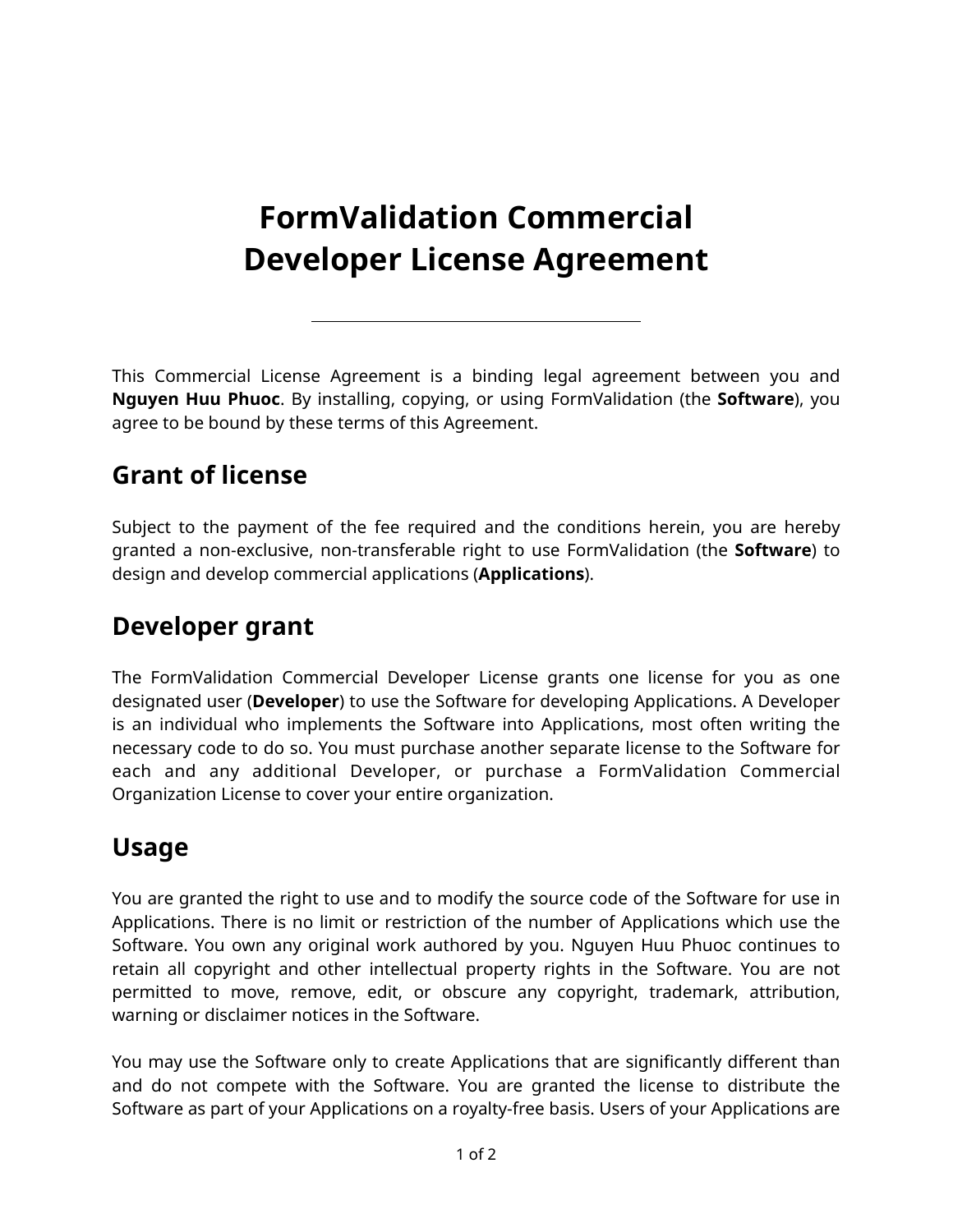# FormValidation Commercial Developer License Agreement

---

This Commercial License Agreement is a binding legal agreement between you and **Nguyen Huu Phuoc**. By installing, copying, or using FormValidation (the **Software**), you agree to be bound by these terms of this Agreement.

## Grant of license

Subject to the payment of the fee required and the conditions herein, you are hereby granted a non-exclusive, non-transferable right to use FormValidation (the **Software**) to design and develop commercial applications (**Applications**).

## Developer grant

The FormValidation Commercial Developer License grants one license for you as one designated user (**Developer**) to use the Software for developing Applications. A Developer is an individual who implements the Software into Applications, most often writing the necessary code to do so. You must purchase another separate license to the Software for each and any additional Developer, or purchase a FormValidation Commercial Organization License to cover your entire organization.

## Usage

You are granted the right to use and to modify the source code of the Software for use in Applications. There is no limit or restriction of the number of Applications which use the Software. You own any original work authored by you. Nguyen Huu Phuoc continues to retain all copyright and other intellectual property rights in the Software. You are not permitted to move, remove, edit, or obscure any copyright, trademark, attribution, warning or disclaimer notices in the Software.

You may use the Software only to create Applications that are significantly different than and do not compete with the Software. You are granted the license to distribute the Software as part of your Applications on a royalty-free basis. Users of your Applications are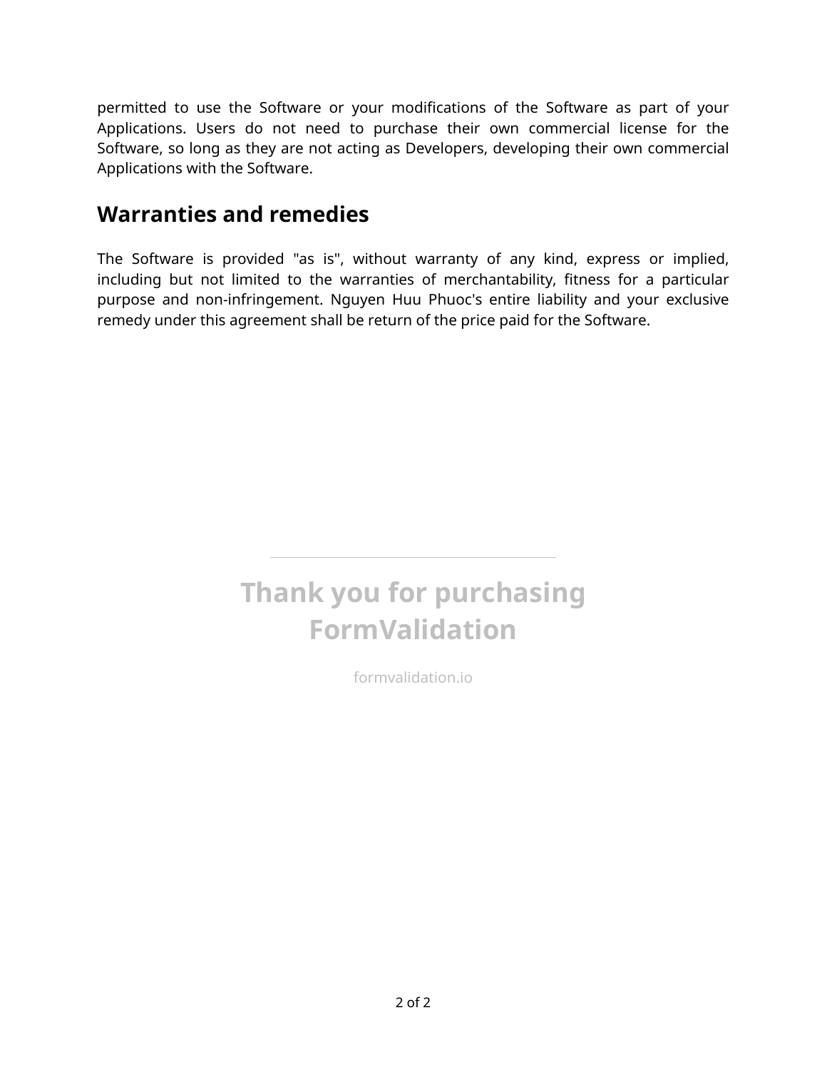permitted to use the Software or your modifications of the Software as part of your Applications. Users do not need to purchase their own commercial license for the Software, so long as they are not acting as Developers, developing their own commercial Applications with the Software.

## Warranties and remedies

The Software is provided "as is", without warranty of any kind, express or implied, including but not limited to the warranties of merchantability, fitness for a particular purpose and non-infringement. Nguyen Huu Phuoc's entire liability and your exclusive remedy under this agreement shall be return of the price paid for the Software.

---

## Thank you for purchasing FormValidation

formvalidation.io